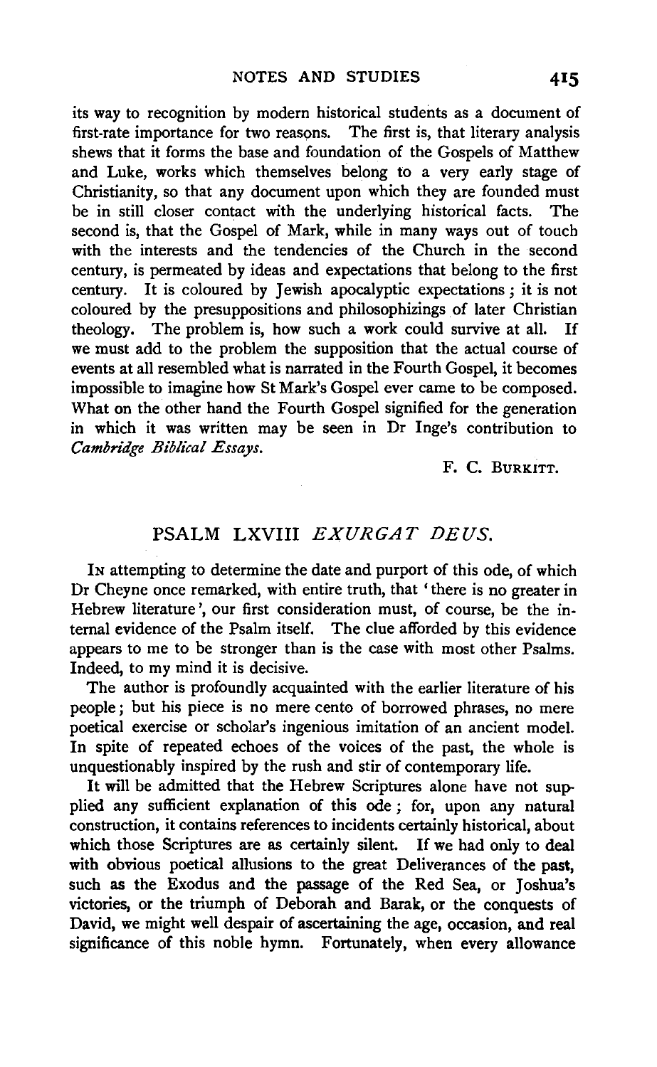its way to recognition by modern historical students as a document of first-rate importance for two reasons. The first is, that literary analysis shews that it forms the base and foundation of the Gospels of Matthew and Luke, works which themselves belong to a very early stage of Christianity, so that any document upon which they are founded must be in still closer contact with the underlying historical facts. The second is, that the Gospel of Mark, while in many ways out of touch with the interests and the tendencies of the Church in the second century, is permeated by ideas and expectations that belong to the first century. It is coloured by Jewish apocalyptic expectations; it is not coloured by the presuppositions and philosophizings of later Christian theology. The problem is, how such a work could survive at all. If we must add to the problem the supposition that the actual course of events at all resembled what is narrated in the Fourth Gospel, it becomes impossible to imagine how St Mark's Gospel ever came to be composed. What on the other hand the Fourth Gospel signified for the generation in which it was written may be seen in Dr Inge's contribution to *Cambridge Biblical Essays*.

F. C. BURKITT.

## PSALM LXVIII *EXURGAT DEUS.*

IN attempting to determine the date and purport of this ode, of which Dr Cheyne once remarked, with entire truth, that 'there is no greater in Hebrew literature', our first consideration must, of course, be the internal evidence of the Psalm itself. The clue afforded by this evidence appears to me to be stronger than is the case with most other Psalms. Indeed, to my mind it is decisive.

The author is profoundly acquainted with the earlier literature of his people; but his piece is no mere cento of borrowed phrases, no mere poetical exercise or scholar's ingenious imitation of an ancient model. In spite of repeated echoes of the voices of the past, the whole is unquestionably inspired by the rush and stir of contemporary life.

It will be admitted that the Hebrew Scriptures alone have not supplied any sufficient explanation of this ode; for, upon any natural construction, it contains references to incidents certainly historical, about which those Scriptures are as certainly silent. If we had only to deal with obvious poetical allusions to the great Deliverances of the past, such as the Exodus and the passage of the Red Sea, or Joshua's victories, or the triumph of Deborah and Barak, or the conquests of David, we might well despair of ascertaining the age, occasion, and real significance of this noble hymn. Fortunately, when every allowance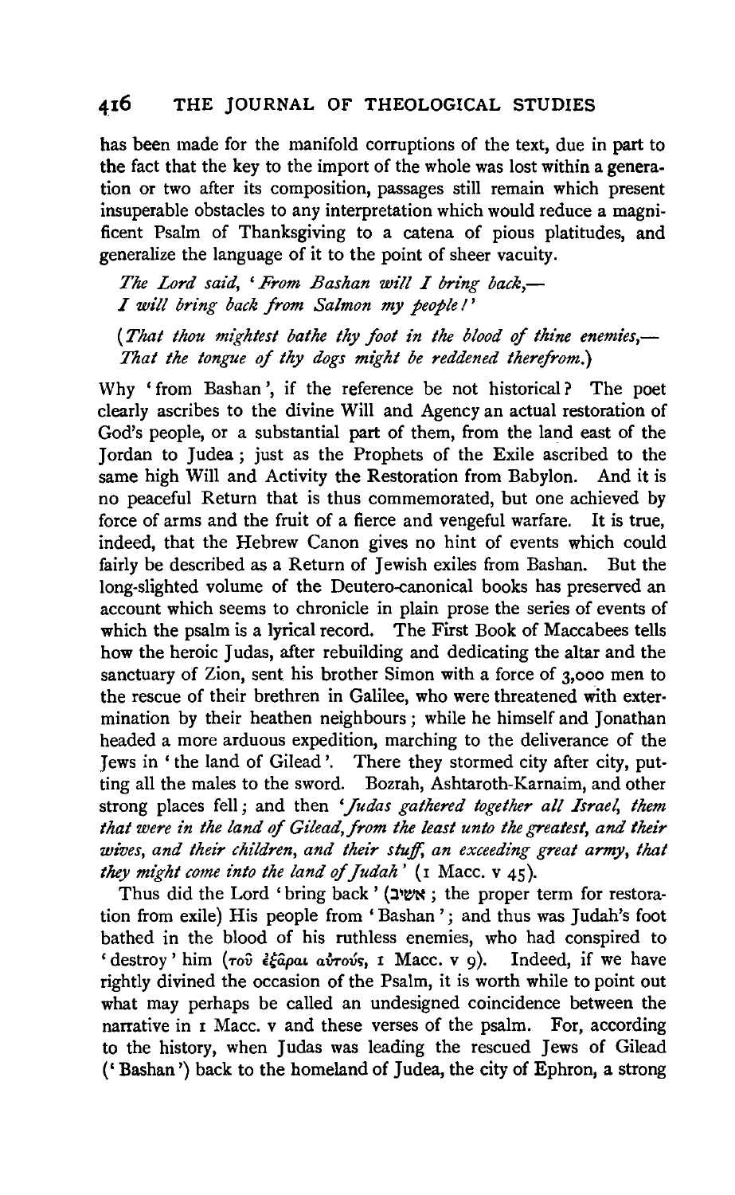has been made for the manifold corruptions of the text, due in part to the fact that the key to the import of the whole was lost within a generation or two after its composition, passages still remain which present insuperable obstacles to any interpretation which would reduce a magnificent Psalm of Thanksgiving to a catena of pious platitudes, and generalize the language of it to the point of sheer vacuity.

*The Lord said, 'From Bashan will I bring back,—*
*I will bring back from Salmon my people!'*

*(That thou mightest bathe thy foot in the blood of thine enemies,—*
*That the tongue of thy dogs might be reddened therefrom.)*

Why 'from Bashan', if the reference be not historical? The poet clearly ascribes to the divine Will and Agency an actual restoration of God's people, or a substantial part of them, from the land east of the Jordan to Judea; just as the Prophets of the Exile ascribed to the same high Will and Activity the Restoration from Babylon. And it is no peaceful Return that is thus commemorated, but one achieved by force of arms and the fruit of a fierce and vengeful warfare. It is true, indeed, that the Hebrew Canon gives no hint of events which could fairly be described as a Return of Jewish exiles from Bashan. But the long-slighted volume of the Deutero-canonical books has preserved an account which seems to chronicle in plain prose the series of events of which the psalm is a lyrical record. The First Book of Maccabees tells how the heroic Judas, after rebuilding and dedicating the altar and the sanctuary of Zion, sent his brother Simon with a force of 3,000 men to the rescue of their brethren in Galilee, who were threatened with extermination by their heathen neighbours; while he himself and Jonathan headed a more arduous expedition, marching to the deliverance of the Jews in 'the land of Gilead'. There they stormed city after city, putting all the males to the sword. Bozrah, Ashtaroth-Karnaim, and other strong places fell; and then *'Judas gathered together all Israel, them that were in the land of Gilead, from the least unto the greatest, and their wives, and their children, and their stuff, an exceeding great army, that they might come into the land of Judah'* (1 Macc. v 45).

Thus did the Lord 'bring back' (אשיב; the proper term for restoration from exile) His people from 'Bashan'; and thus was Judah's foot bathed in the blood of his ruthless enemies, who had conspired to 'destroy' him (τοῦ ἐξᾶραι αὐτούς, 1 Macc. v 9). Indeed, if we have rightly divined the occasion of the Psalm, it is worth while to point out what may perhaps be called an undesigned coincidence between the narrative in 1 Macc. v and these verses of the psalm. For, according to the history, when Judas was leading the rescued Jews of Gilead ('Bashan') back to the homeland of Judea, the city of Ephron, a strong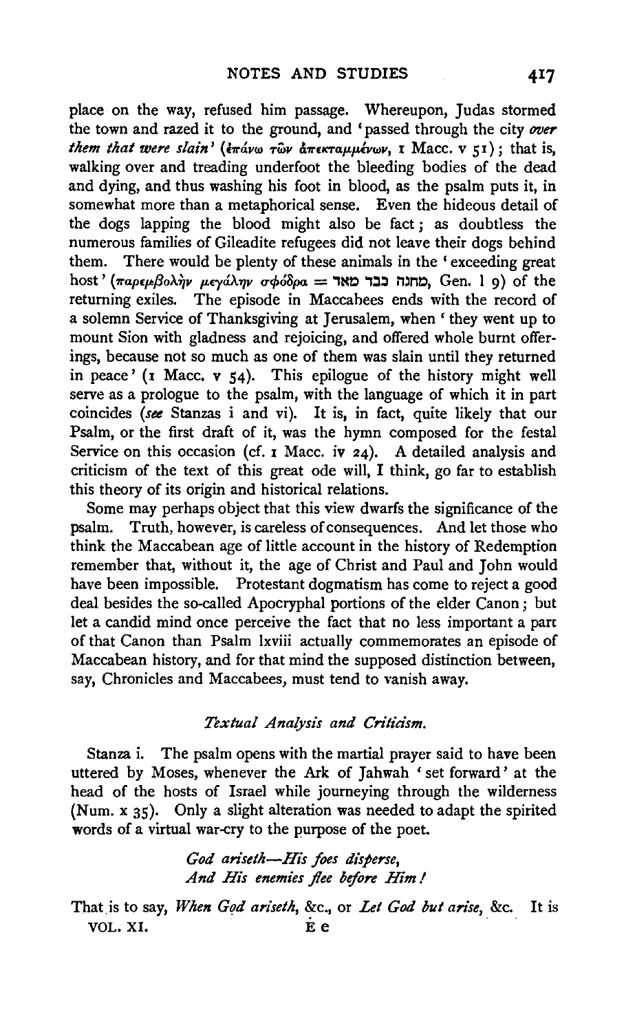place on the way, refused him passage. Whereupon, Judas stormed the town and razed it to the ground, and 'passed through the city *over them that were slain*' (ἐπάνω τῶν ἀπεκταμμένων, 1 Macc. v 51); that is, walking over and treading underfoot the bleeding bodies of the dead and dying, and thus washing his foot in blood, as the psalm puts it, in somewhat more than a metaphorical sense. Even the hideous detail of the dogs lapping the blood might also be fact; as doubtless the numerous families of Gileadite refugees did not leave their dogs behind them. There would be plenty of these animals in the 'exceeding great host' (παρεμβολὴν μεγάλην σφόδρα = מחנה כבד מאד, Gen. l 9) of the returning exiles. The episode in Maccabees ends with the record of a solemn Service of Thanksgiving at Jerusalem, when 'they went up to mount Sion with gladness and rejoicing, and offered whole burnt offerings, because not so much as one of them was slain until they returned in peace' (1 Macc. v 54). This epilogue of the history might well serve as a prologue to the psalm, with the language of which it in part coincides (*see* Stanzas i and vi). It is, in fact, quite likely that our Psalm, or the first draft of it, was the hymn composed for the festal Service on this occasion (cf. 1 Macc. iv 24). A detailed analysis and criticism of the text of this great ode will, I think, go far to establish this theory of its origin and historical relations.

Some may perhaps object that this view dwarfs the significance of the psalm. Truth, however, is careless of consequences. And let those who think the Maccabean age of little account in the history of Redemption remember that, without it, the age of Christ and Paul and John would have been impossible. Protestant dogmatism has come to reject a good deal besides the so-called Apocryphal portions of the elder Canon; but let a candid mind once perceive the fact that no less important a part of that Canon than Psalm lxviii actually commemorates an episode of Maccabean history, and for that mind the supposed distinction between, say, Chronicles and Maccabees, must tend to vanish away.

### *Textual Analysis and Criticism.*

Stanza i. The psalm opens with the martial prayer said to have been uttered by Moses, whenever the Ark of Jahwah 'set forward' at the head of the hosts of Israel while journeying through the wilderness (Num. x 35). Only a slight alteration was needed to adapt the spirited words of a virtual war-cry to the purpose of the poet.

> *God ariseth—His foes disperse,*
> *And His enemies flee before Him!*

That is to say, *When God ariseth*, &c., or *Let God but arise*, &c. It is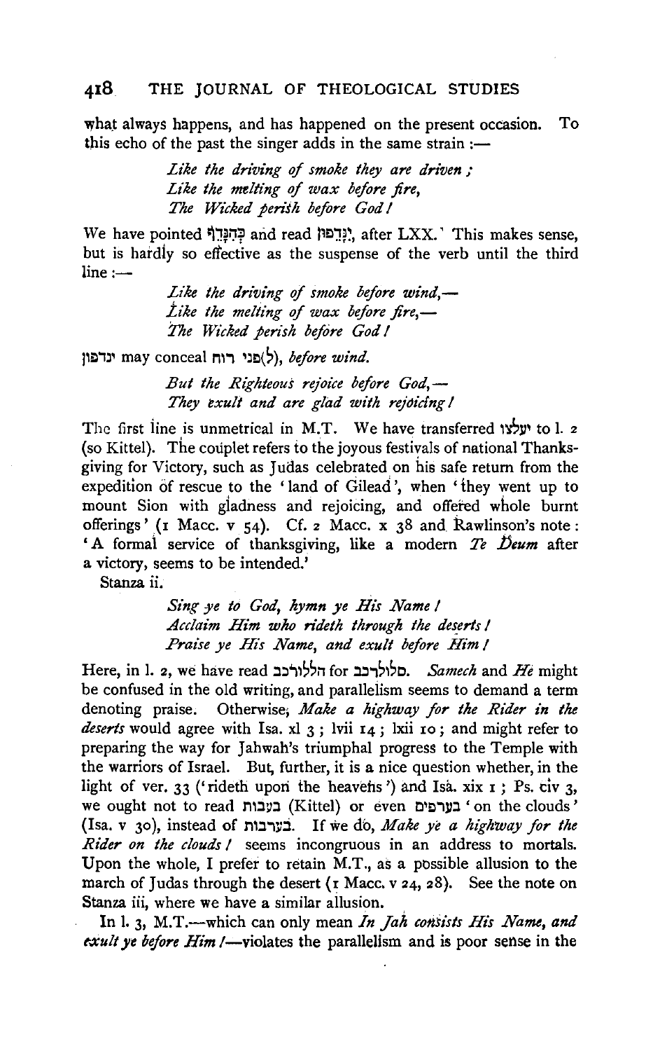what always happens, and has happened on the present occasion. To this echo of the past the singer adds in the same strain :—

> *Like the driving of smoke they are driven ;*
> *Like the melting of wax before fire,*
> *The Wicked perish before God !*

We have pointed כְּהִנָּדֵף and read יִנָּדֵפוּ, after LXX. This makes sense, but is hardly so effective as the suspense of the verb until the third line :—

> *Like the driving of smoke before wind,—*
> *Like the melting of wax before fire,—*
> *The Wicked perish before God !*

ינדפון may conceal (ל)פני רוח, *before wind.*

> *But the Righteous rejoice before God,—*
> *They exult and are glad with rejoicing !*

The first line is unmetrical in M.T. We have transferred יעלצו to l. 2 (so Kittel). The couplet refers to the joyous festivals of national Thanksgiving for Victory, such as Judas celebrated on his safe return from the expedition of rescue to the 'land of Gilead', when 'they went up to mount Sion with gladness and rejoicing, and offered whole burnt offerings' (1 Macc. v 54). Cf. 2 Macc. x 38 and Rawlinson's note : 'A formal service of thanksgiving, like a modern *Te Deum* after a victory, seems to be intended.'

Stanza ii.

> *Sing ye to God, hymn ye His Name !*
> *Acclaim Him who rideth through the deserts !*
> *Praise ye His Name, and exult before Him !*

Here, in l. 2, we have read הללו לרכב for סלו לרכב. *Samech* and *He* might be confused in the old writing, and parallelism seems to demand a term denoting praise. Otherwise, *Make a highway for the Rider in the deserts* would agree with Isa. xl 3 ; lvii 14 ; lxii 10 ; and might refer to preparing the way for Jahwah's triumphal progress to the Temple with the warriors of Israel. But, further, it is a nice question whether, in the light of ver. 33 ('rideth upon the heavens') and Isa. xix 1 ; Ps. civ 3, we ought not to read בעבות (Kittel) or even בערפים 'on the clouds' (Isa. v 30), instead of בערבות. If we do, *Make ye a highway for the Rider on the clouds !* seems incongruous in an address to mortals. Upon the whole, I prefer to retain M.T., as a possible allusion to the march of Judas through the desert (1 Macc. v 24, 28). See the note on Stanza iii, where we have a similar allusion.

In l. 3, M.T.—which can only mean *In Jah consists His Name, and exult ye before Him !*—violates the parallelism and is poor sense in the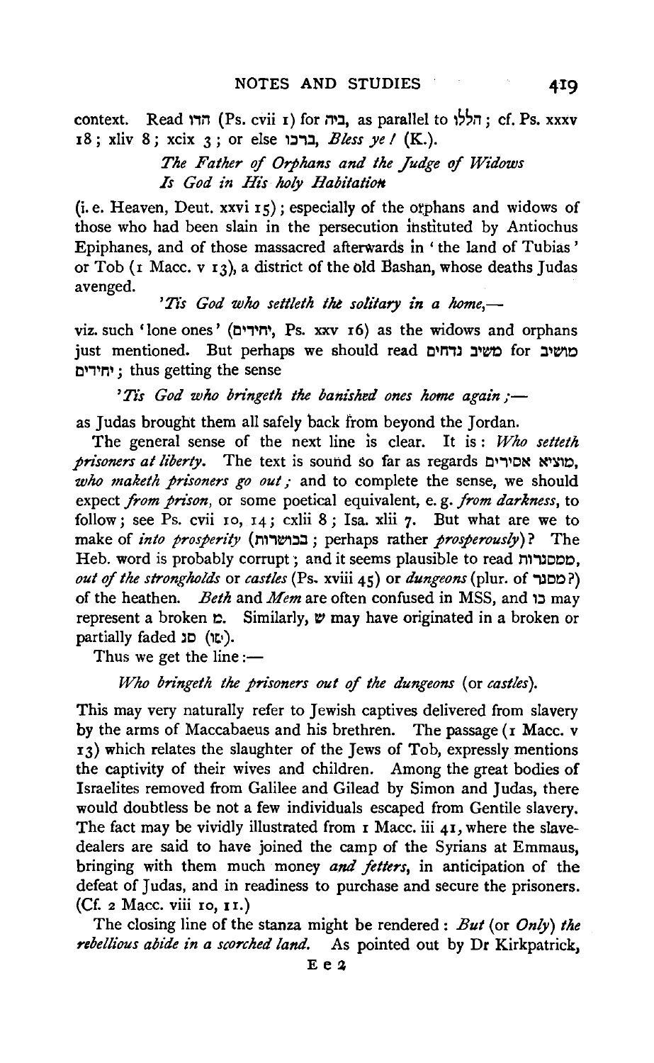context. Read הודו (Ps. cvii 1) for ביה, as parallel to הללו; cf. Ps. xxxv 18; xliv 8; xcix 3; or else ברכו, *Bless ye!* (K.).

*The Father of Orphans and the Judge of Widows*
*Is God in His holy Habitation*

(i. e. Heaven, Deut. xxvi 15); especially of the orphans and widows of those who had been slain in the persecution instituted by Antiochus Epiphanes, and of those massacred afterwards in 'the land of Tubias' or Tob (1 Macc. v 13), a district of the old Bashan, whose deaths Judas avenged.

*'Tis God who settleth the solitary in a home,—*

viz. such 'lone ones' (יחידים, Ps. xxv 16) as the widows and orphans just mentioned. But perhaps we should read משיב נדחים for מושיב יחידים; thus getting the sense

*'Tis God who bringeth the banished ones home again;—*

as Judas brought them all safely back from beyond the Jordan.

The general sense of the next line is clear. It is: *Who setteth prisoners at liberty.* The text is sound so far as regards מוציא אסירים, *who maketh prisoners go out;* and to complete the sense, we should expect *from prison*, or some poetical equivalent, e. g. *from darkness*, to follow; see Ps. cvii 10, 14; cxlii 8; Isa. xlii 7. But what are we to make of *into prosperity* (בכושרות; perhaps rather *prosperously*)? The Heb. word is probably corrupt; and it seems plausible to read ממסגרות, *out of the strongholds* or *castles* (Ps. xviii 45) or *dungeons* (plur. of מסגר?) of the heathen. *Beth* and *Mem* are often confused in MSS, and כו may represent a broken ם. Similarly, ש may have originated in a broken or partially faded גם (גו).

Thus we get the line:—

*Who bringeth the prisoners out of the dungeons* (or *castles*).

This may very naturally refer to Jewish captives delivered from slavery by the arms of Maccabaeus and his brethren. The passage (1 Macc. v 13) which relates the slaughter of the Jews of Tob, expressly mentions the captivity of their wives and children. Among the great bodies of Israelites removed from Galilee and Gilead by Simon and Judas, there would doubtless be not a few individuals escaped from Gentile slavery. The fact may be vividly illustrated from 1 Macc. iii 41, where the slave-dealers are said to have joined the camp of the Syrians at Emmaus, bringing with them much money *and fetters*, in anticipation of the defeat of Judas, and in readiness to purchase and secure the prisoners. (Cf. 2 Macc. viii 10, 11.)

The closing line of the stanza might be rendered: *But* (or *Only*) *the rebellious abide in a scorched land.* As pointed out by Dr Kirkpatrick,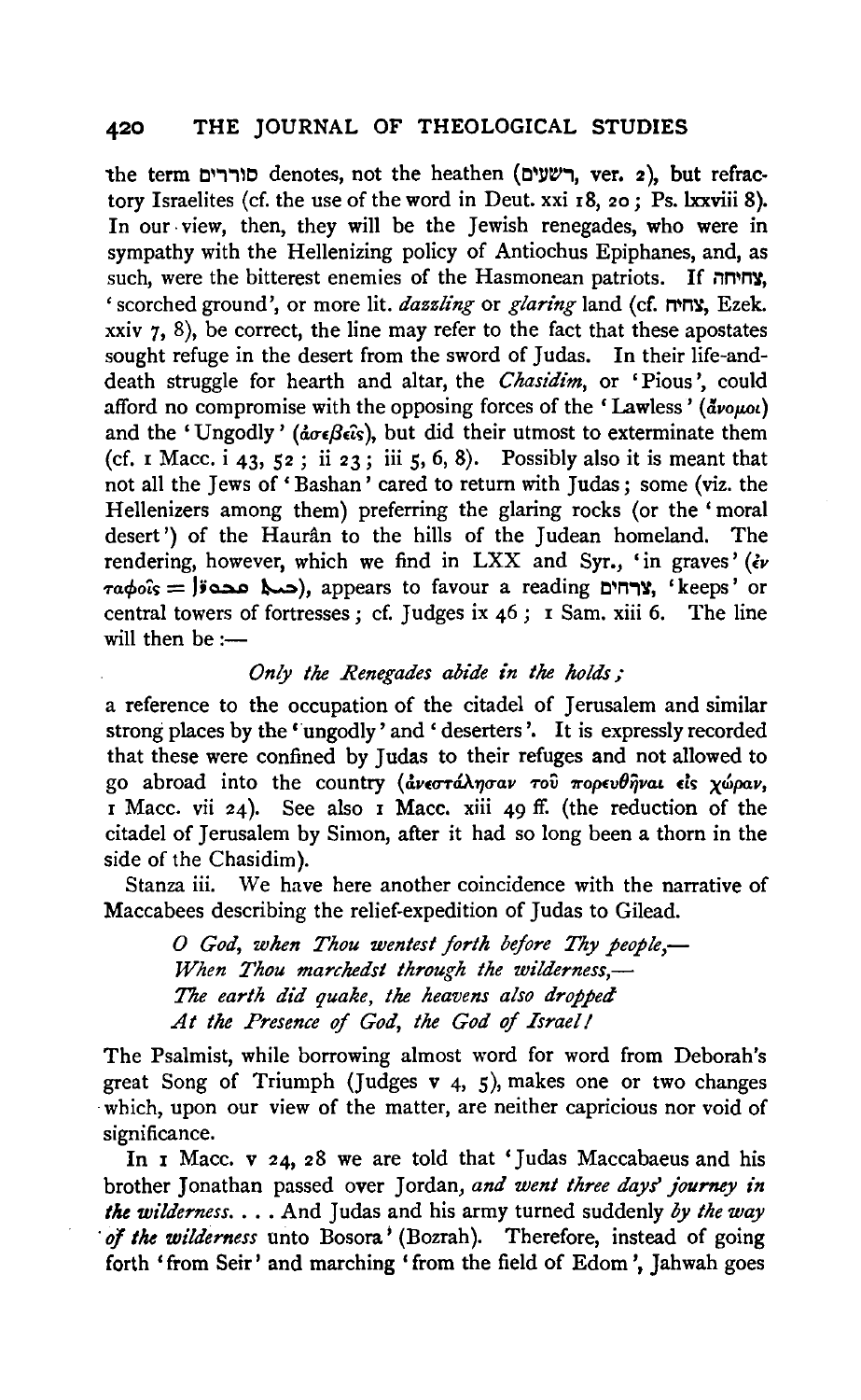the term סוררים denotes, not the heathen (רשעים, ver. 2), but refractory Israelites (cf. the use of the word in Deut. xxi 18, 20; Ps. lxxviii 8). In our view, then, they will be the Jewish renegades, who were in sympathy with the Hellenizing policy of Antiochus Epiphanes, and, as such, were the bitterest enemies of the Hasmonean patriots. If צחיחה, 'scorched ground', or more lit. *dazzling* or *glaring* land (cf. צחיח, Ezek. xxiv 7, 8), be correct, the line may refer to the fact that these apostates sought refuge in the desert from the sword of Judas. In their life-and-death struggle for hearth and altar, the *Chasidim*, or 'Pious', could afford no compromise with the opposing forces of the 'Lawless' (ἄνομοι) and the 'Ungodly' (ἀσεβεῖς), but did their utmost to exterminate them (cf. 1 Macc. i 43, 52; ii 23; iii 5, 6, 8). Possibly also it is meant that not all the Jews of 'Bashan' cared to return with Judas; some (viz. the Hellenizers among them) preferring the glaring rocks (or the 'moral desert') of the Haurân to the hills of the Judean homeland. The rendering, however, which we find in LXX and Syr., 'in graves' (ἐν ταφοῖς = ܒܝܬ ܩܒܘܪܐ), appears to favour a reading צרחים, 'keeps' or central towers of fortresses; cf. Judges ix 46; 1 Sam. xiii 6. The line will then be :—

*Only the Renegades abide in the holds;*

a reference to the occupation of the citadel of Jerusalem and similar strong places by the 'ungodly' and 'deserters'. It is expressly recorded that these were confined by Judas to their refuges and not allowed to go abroad into the country (ἀνεστάλησαν τοῦ πορευθῆναι εἰς χώραν, 1 Macc. vii 24). See also 1 Macc. xiii 49 ff. (the reduction of the citadel of Jerusalem by Simon, after it had so long been a thorn in the side of the Chasidim).

Stanza iii. We have here another coincidence with the narrative of Maccabees describing the relief-expedition of Judas to Gilead.

> *O God, when Thou wentest forth before Thy people,—*
> *When Thou marchedst through the wilderness,—*
> *The earth did quake, the heavens also dropped*
> *At the Presence of God, the God of Israel!*

The Psalmist, while borrowing almost word for word from Deborah's great Song of Triumph (Judges v 4, 5), makes one or two changes which, upon our view of the matter, are neither capricious nor void of significance.

In 1 Macc. v 24, 28 we are told that 'Judas Maccabaeus and his brother Jonathan passed over Jordan, *and went three days' journey in the wilderness*. . . . And Judas and his army turned suddenly *by the way of the wilderness* unto Bosora' (Bozrah). Therefore, instead of going forth 'from Seir' and marching 'from the field of Edom', Jahwah goes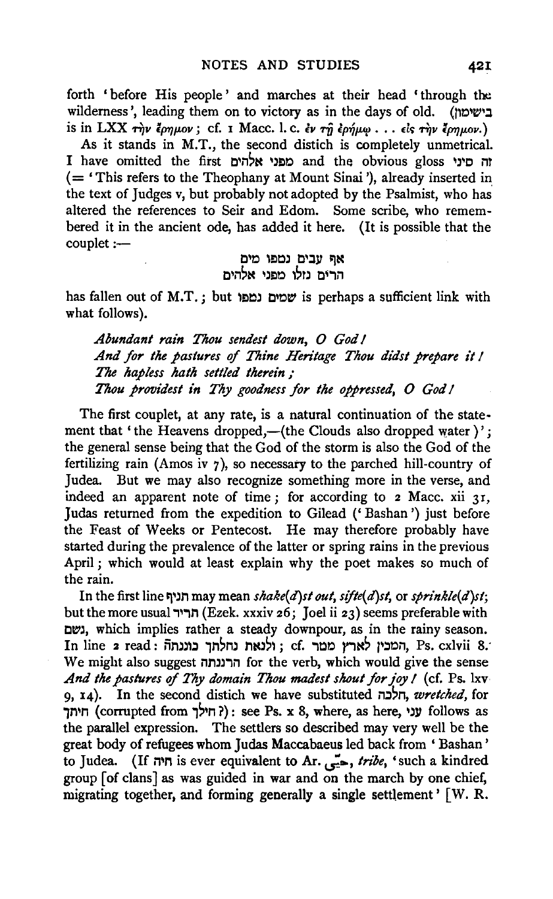forth 'before His people' and marches at their head 'through the wilderness', leading them on to victory as in the days of old. (בישימון is in LXX τὴν ἔρημον; cf. 1 Macc. l. c. ἐν τῇ ἐρήμῳ . . . εἰς τὴν ἔρημον.)

As it stands in M.T., the second distich is completely unmetrical. I have omitted the first מפני אלהים and the obvious gloss זה סיני (= 'This refers to the Theophany at Mount Sinai'), already inserted in the text of Judges v, but probably not adopted by the Psalmist, who has altered the references to Seir and Edom. Some scribe, who remembered it in the ancient ode, has added it here. (It is possible that the couplet:—

אף עבים נטפו מים
הרים נזלו מפני אלהים

has fallen out of M.T.; but שמים נטפו is perhaps a sufficient link with what follows).

*Abundant rain Thou sendest down, O God!*
*And for the pastures of Thine Heritage Thou didst prepare it!*
*The hapless hath settled therein;*
*Thou providest in Thy goodness for the oppressed, O God!*

The first couplet, at any rate, is a natural continuation of the statement that 'the Heavens dropped,—(the Clouds also dropped water)'; the general sense being that the God of the storm is also the God of the fertilizing rain (Amos iv 7), so necessary to the parched hill-country of Judea. But we may also recognize something more in the verse, and indeed an apparent note of time; for according to 2 Macc. xii 31, Judas returned from the expedition to Gilead ('Bashan') just before the Feast of Weeks or Pentecost. He may therefore probably have started during the prevalence of the latter or spring rains in the previous April; which would at least explain why the poet makes so much of the rain.

In the first line תניף may mean *shake(d)st out, sifte(d)st,* or *sprinkle(d)st*; but the more usual תוריד (Ezek. xxxiv 26; Joel ii 23) seems preferable with גשם, which implies rather a steady downpour, as in the rainy season. In line 2 read: ולנאת נחלתך כוננתה; cf. המכין לארץ מטר, Ps. cxlvii 8. We might also suggest הרננתה for the verb, which would give the sense *And the pastures of Thy domain Thou madest shout for joy!* (cf. Ps. lxv 9, 14). In the second distich we have substituted חלכה, *wretched*, for חיתך (corrupted from חילך?): see Ps. x 8, where, as here, עני follows as the parallel expression. The settlers so described may very well be the great body of refugees whom Judas Maccabaeus led back from 'Bashan' to Judea. (If חיה is ever equivalent to Ar. حيّ, *tribe*, 'such a kindred group [of clans] as was guided in war and on the march by one chief, migrating together, and forming generally a single settlement' [W. R.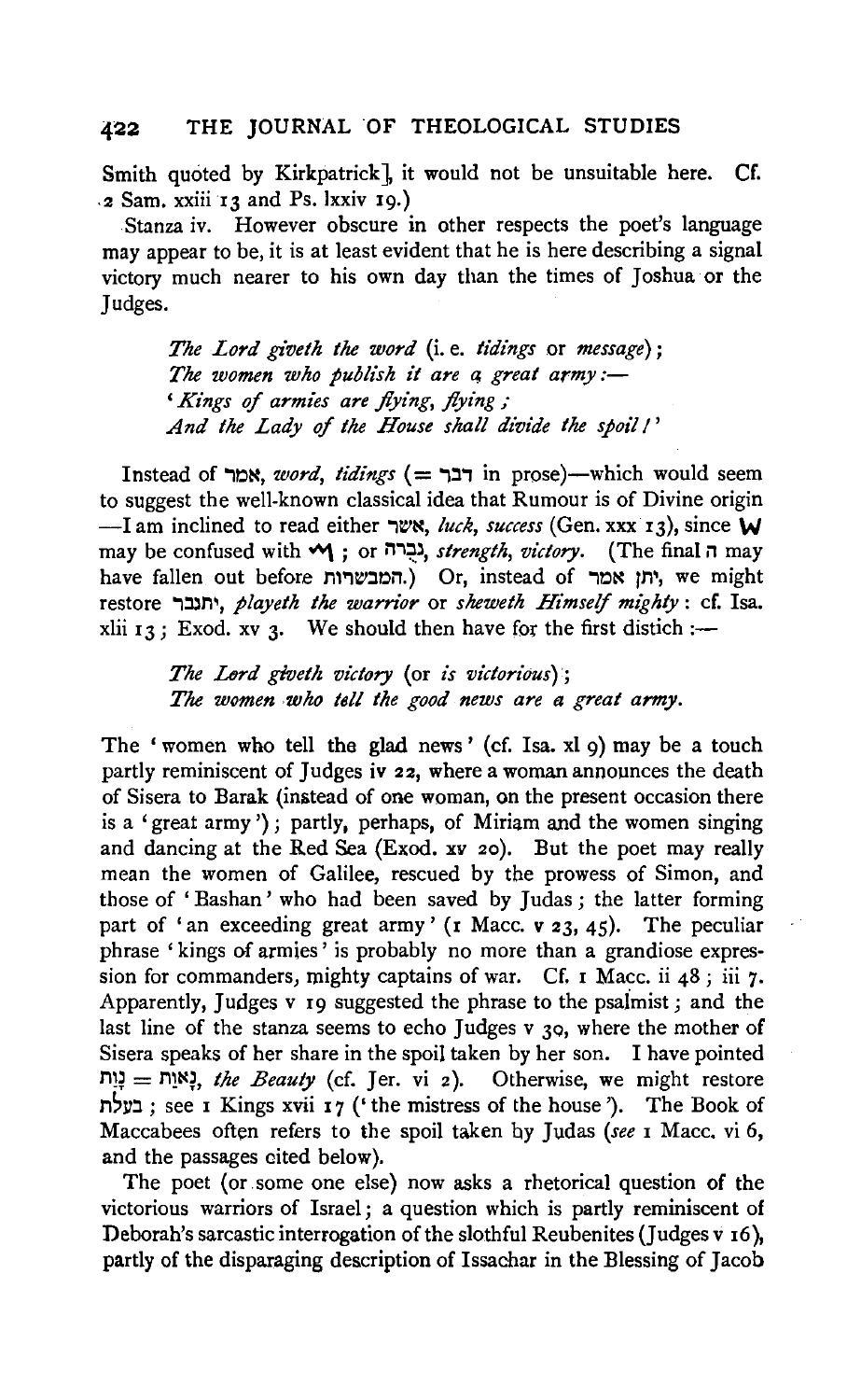Smith quoted by Kirkpatrick], it would not be unsuitable here. Cf. 2 Sam. xxiii 13 and Ps. lxxiv 19.)

Stanza iv. However obscure in other respects the poet's language may appear to be, it is at least evident that he is here describing a signal victory much nearer to his own day than the times of Joshua or the Judges.

> *The Lord giveth the word* (i. e. *tidings* or *message*);
> *The women who publish it are a great army:—*
> *'Kings of armies are flying, flying;*
> *And the Lady of the House shall divide the spoil!'*

Instead of אמר, *word, tidings* (= דבר in prose)—which would seem to suggest the well-known classical idea that Rumour is of Divine origin—I am inclined to read either אשר, *luck, success* (Gen. xxx 13), since W may be confused with ᛗ; or גְּבֻרָה, *strength, victory*. (The final ה may have fallen out before המבשרות.) Or, instead of יתן אמר, we might restore יתגבר, *playeth the warrior* or *sheweth Himself mighty*: cf. Isa. xlii 13; Exod. xv 3. We should then have for the first distich:—

> *The Lord giveth victory* (or *is victorious*);
> *The women who tell the good news are a great army.*

The 'women who tell the glad news' (cf. Isa. xl 9) may be a touch partly reminiscent of Judges iv 22, where a woman announces the death of Sisera to Barak (instead of one woman, on the present occasion there is a 'great army'); partly, perhaps, of Miriam and the women singing and dancing at the Red Sea (Exod. xv 20). But the poet may really mean the women of Galilee, rescued by the prowess of Simon, and those of 'Bashan' who had been saved by Judas; the latter forming part of 'an exceeding great army' (1 Macc. v 23, 45). The peculiar phrase 'kings of armies' is probably no more than a grandiose expression for commanders, mighty captains of war. Cf. 1 Macc. ii 48; iii 7. Apparently, Judges v 19 suggested the phrase to the psalmist; and the last line of the stanza seems to echo Judges v 30, where the mother of Sisera speaks of her share in the spoil taken by her son. I have pointed נָוֶת = נָאוֹת, *the Beauty* (cf. Jer. vi 2). Otherwise, we might restore בעלת; see 1 Kings xvii 17 ('the mistress of the house'). The Book of Maccabees often refers to the spoil taken by Judas (*see* 1 Macc. vi 6, and the passages cited below).

The poet (or some one else) now asks a rhetorical question of the victorious warriors of Israel; a question which is partly reminiscent of Deborah's sarcastic interrogation of the slothful Reubenites (Judges v 16), partly of the disparaging description of Issachar in the Blessing of Jacob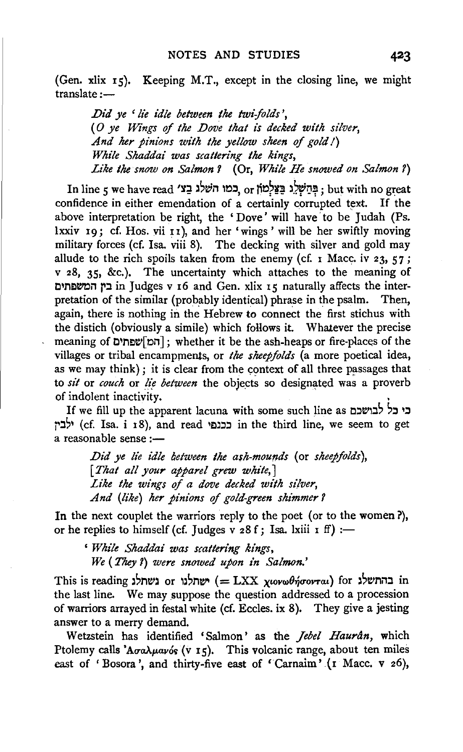(Gen. xlix 15). Keeping M.T., except in the closing line, we might translate:—

> *Did ye 'lie idle between the twi-folds',*
> *(O ye Wings of the Dove that is decked with silver,*
> *And her pinions with the yellow sheen of gold!)*
> *While Shaddai was scattering the kings,*
> *Like the snow on Salmon?* (Or, *While He snowed on Salmon?*)

In line 5 we have read כמו השלג בצ׳, or בְּהַשְׁלֵג בְּצַלְמוֹן; but with no great confidence in either emendation of a certainly corrupted text. If the above interpretation be right, the 'Dove' will have to be Judah (Ps. lxxiv 19; cf. Hos. vii 11), and her 'wings' will be her swiftly moving military forces (cf. Isa. viii 8). The decking with silver and gold may allude to the rich spoils taken from the enemy (cf. 1 Macc. iv 23, 57; v 28, 35, &c.). The uncertainty which attaches to the meaning of בין המשפתים in Judges v 16 and Gen. xlix 15 naturally affects the interpretation of the similar (probably identical) phrase in the psalm. Then, again, there is nothing in the Hebrew to connect the first stichus with the distich (obviously a simile) which follows it. Whatever the precise meaning of [הם]שפתים; whether it be the ash-heaps or fire-places of the villages or tribal encampments, or *the sheepfolds* (a more poetical idea, as we may think); it is clear from the context of all three passages that to *sit* or *couch* or *lie between* the objects so designated was a proverb of indolent inactivity.

If we fill up the apparent lacuna with some such line as כי כל לבושכם ילבין (cf. Isa. i 18), and read ככנפי in the third line, we seem to get a reasonable sense:—

> *Did ye lie idle between the ash-mounds* (or *sheepfolds*),
> *[That all your apparel grew white,]*
> *Like the wings of a dove decked with silver,*
> *And (like) her pinions of gold-green shimmer?*

In the next couplet the warriors reply to the poet (or to the women?), or he replies to himself (cf. Judges v 28 f; Isa. lxiii 1 ff):—

> '*While Shaddai was scattering kings,*
> *We (They?) were snowed upon in Salmon.*'

This is reading נשתלג or ישתלגו (= LXX χιονωθήσονται) for בהשלג in the last line. We may suppose the question addressed to a procession of warriors arrayed in festal white (cf. Eccles. ix 8). They give a jesting answer to a merry demand.

Wetzstein has identified 'Salmon' as the *Jebel Haurân*, which Ptolemy calls Ἀσαλμανός (v 15). This volcanic range, about ten miles east of 'Bosora', and thirty-five east of 'Carnaim' (1 Macc. v 26),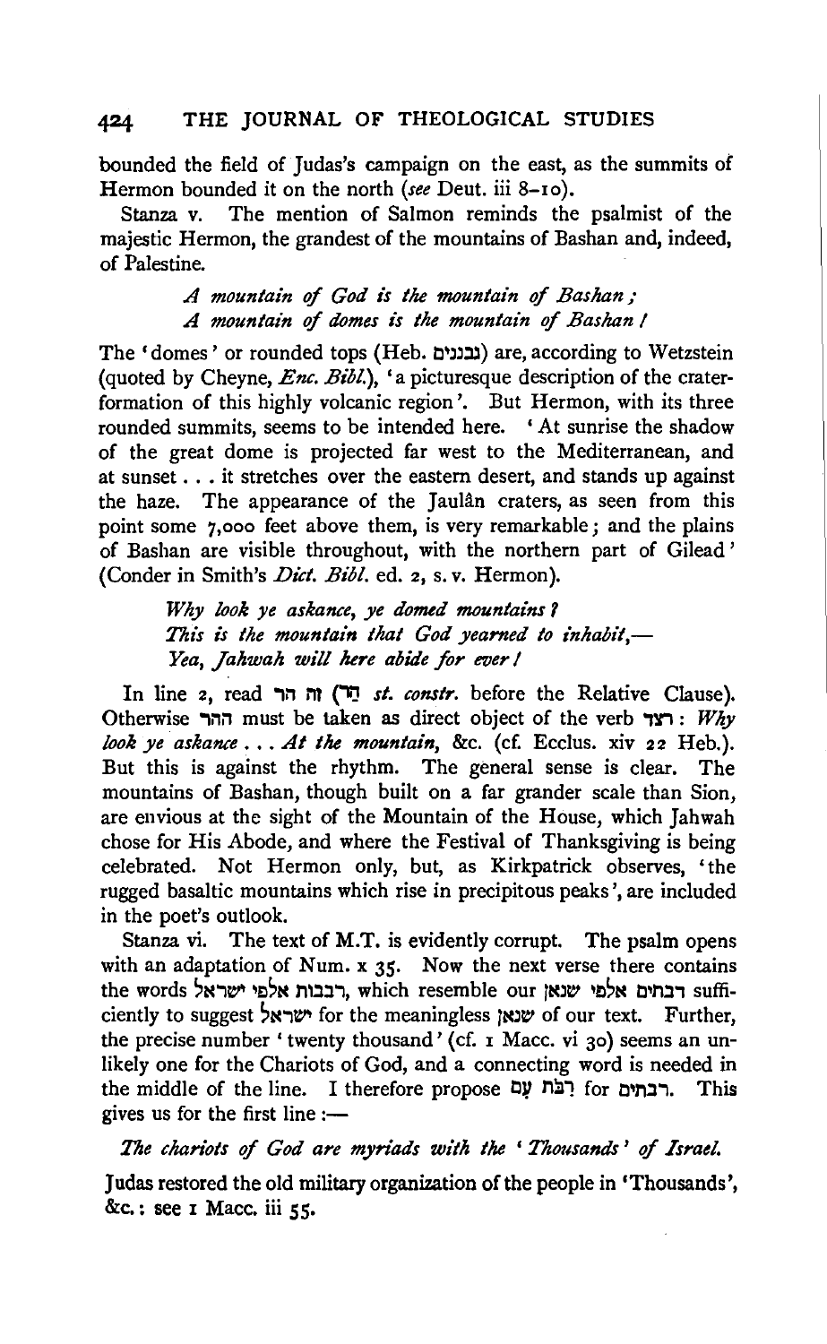bounded the field of Judas's campaign on the east, as the summits of Hermon bounded it on the north (*see* Deut. iii 8–10).

Stanza v. The mention of Salmon reminds the psalmist of the majestic Hermon, the grandest of the mountains of Bashan and, indeed, of Palestine.

> *A mountain of God is the mountain of Bashan;*
> *A mountain of domes is the mountain of Bashan!*

The 'domes' or rounded tops (Heb. גבננים) are, according to Wetzstein (quoted by Cheyne, *Enc. Bibl.*), 'a picturesque description of the crater-formation of this highly volcanic region'. But Hermon, with its three rounded summits, seems to be intended here. 'At sunrise the shadow of the great dome is projected far west to the Mediterranean, and at sunset . . . it stretches over the eastern desert, and stands up against the haze. The appearance of the Jaulân craters, as seen from this point some 7,000 feet above them, is very remarkable; and the plains of Bashan are visible throughout, with the northern part of Gilead' (Conder in Smith's *Dict. Bibl.* ed. 2, s. v. Hermon).

> *Why look ye askance, ye domed mountains?*
> *This is the mountain that God yearned to inhabit,—*
> *Yea, Jahwah will here abide for ever!*

In line 2, read זה הר (הַר *st. constr.* before the Relative Clause). Otherwise ההר must be taken as direct object of the verb רצד: *Why look ye askance . . . At the mountain*, &c. (cf. Ecclus. xiv 22 Heb.). But this is against the rhythm. The general sense is clear. The mountains of Bashan, though built on a far grander scale than Sion, are envious at the sight of the Mountain of the House, which Jahwah chose for His Abode, and where the Festival of Thanksgiving is being celebrated. Not Hermon only, but, as Kirkpatrick observes, 'the rugged basaltic mountains which rise in precipitous peaks', are included in the poet's outlook.

Stanza vi. The text of M.T. is evidently corrupt. The psalm opens with an adaptation of Num. x 35. Now the next verse there contains the words רבבות אלפי ישראל, which resemble our רבתים אלפי שנאן sufficiently to suggest ישראל for the meaningless שנאן of our text. Further, the precise number 'twenty thousand' (cf. 1 Macc. vi 30) seems an unlikely one for the Chariots of God, and a connecting word is needed in the middle of the line. I therefore propose רִבֹּת עִם for רבתים. This gives us for the first line:—

*The chariots of God are myriads with the 'Thousands' of Israel.*

Judas restored the old military organization of the people in 'Thousands', &c.: see 1 Macc. iii 55.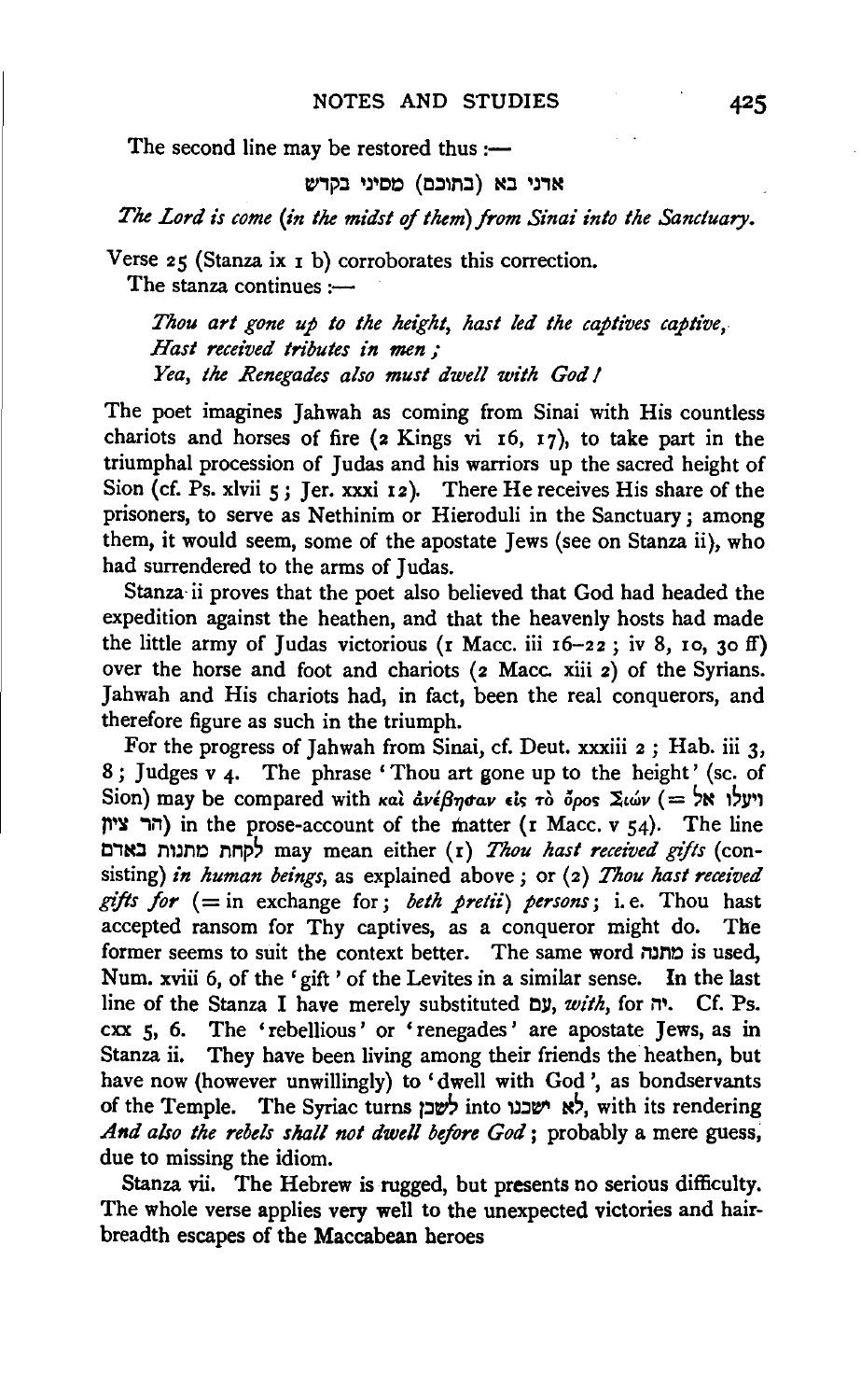The second line may be restored thus :—

אדני בא (בתוכם) מסיני בקדש

*The Lord is come (in the midst of them) from Sinai into the Sanctuary.*

Verse 25 (Stanza ix 1 b) corroborates this correction.

The stanza continues :—

*Thou art gone up to the height, hast led the captives captive,*
*Hast received tributes in men ;*
*Yea, the Renegades also must dwell with God !*

The poet imagines Jahwah as coming from Sinai with His countless chariots and horses of fire (2 Kings vi 16, 17), to take part in the triumphal procession of Judas and his warriors up the sacred height of Sion (cf. Ps. xlvii 5 ; Jer. xxxi 12). There He receives His share of the prisoners, to serve as Nethinim or Hieroduli in the Sanctuary ; among them, it would seem, some of the apostate Jews (see on Stanza ii), who had surrendered to the arms of Judas.

Stanza ii proves that the poet also believed that God had headed the expedition against the heathen, and that the heavenly hosts had made the little army of Judas victorious (1 Macc. iii 16–22 ; iv 8, 10, 30 ff) over the horse and foot and chariots (2 Macc. xiii 2) of the Syrians. Jahwah and His chariots had, in fact, been the real conquerors, and therefore figure as such in the triumph.

For the progress of Jahwah from Sinai, cf. Deut. xxxiii 2 ; Hab. iii 3, 8 ; Judges v 4. The phrase 'Thou art gone up to the height' (sc. of Sion) may be compared with καὶ ἀνέβησαν εἰς τὸ ὄρος Σιών (= ויעלו אל הר ציון) in the prose-account of the matter (1 Macc. v 54). The line לקחת מתנות באדם may mean either (1) *Thou hast received gifts* (consisting) *in human beings*, as explained above ; or (2) *Thou hast received gifts for* (= in exchange for ; *beth pretii*) *persons* ; i.e. Thou hast accepted ransom for Thy captives, as a conqueror might do. The former seems to suit the context better. The same word מתנה is used, Num. xviii 6, of the 'gift' of the Levites in a similar sense. In the last line of the Stanza I have merely substituted עם, *with*, for יה. Cf. Ps. cxx 5, 6. The 'rebellious' or 'renegades' are apostate Jews, as in Stanza ii. They have been living among their friends the heathen, but have now (however unwillingly) to 'dwell with God', as bondservants of the Temple. The Syriac turns לשכן into לא ישכנו, with its rendering *And also the rebels shall not dwell before God* ; probably a mere guess, due to missing the idiom.

Stanza vii. The Hebrew is rugged, but presents no serious difficulty. The whole verse applies very well to the unexpected victories and hairbreadth escapes of the Maccabean heroes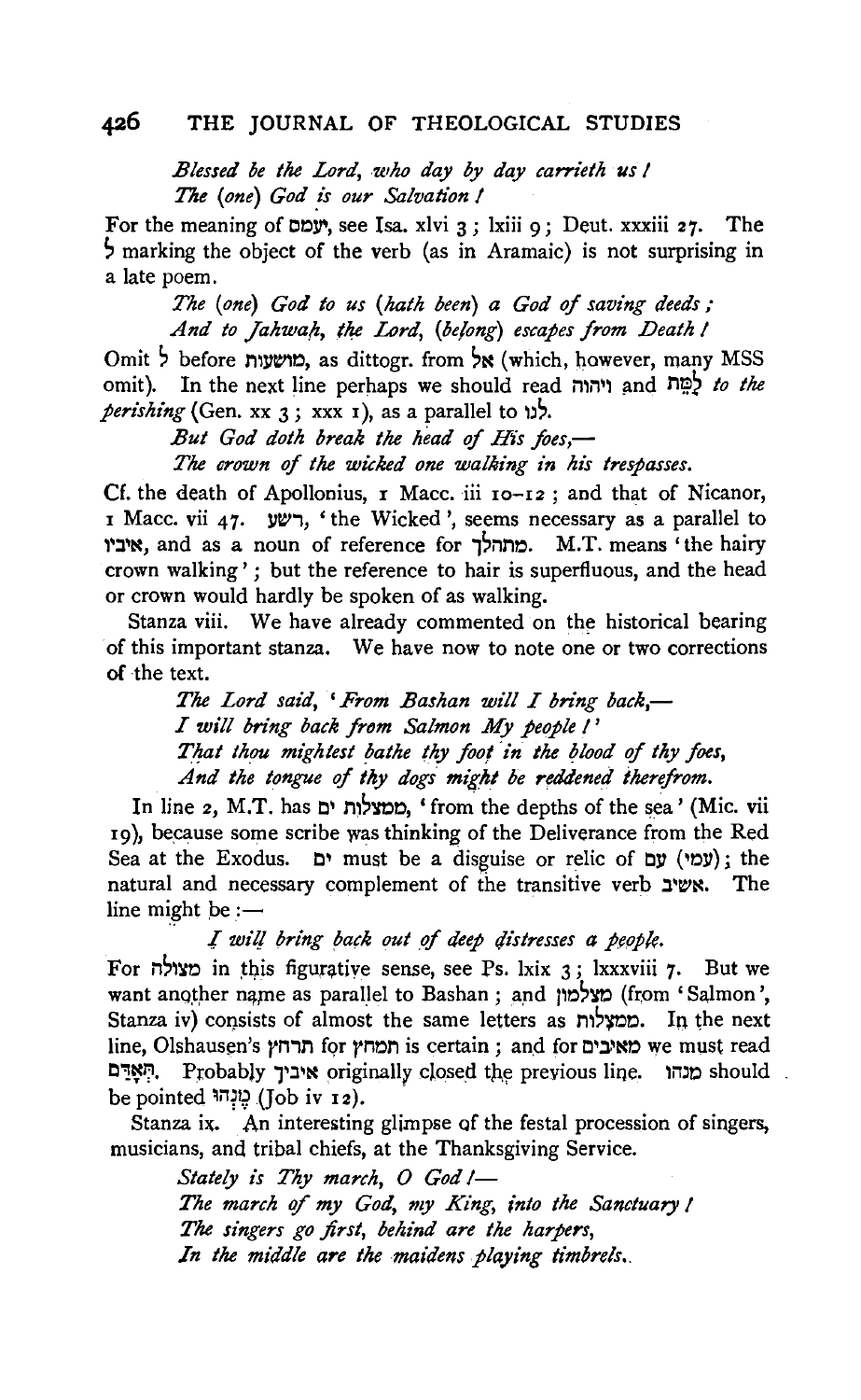*Blessed be the Lord, who day by day carrieth us!*
*The (one) God is our Salvation!*

For the meaning of יַעֲמָס, see Isa. xlvi 3; lxiii 9; Deut. xxxiii 27. The ל marking the object of the verb (as in Aramaic) is not surprising in a late poem.

*The (one) God to us (hath been) a God of saving deeds;*
*And to Jahwah, the Lord, (belong) escapes from Death!*

Omit ל before מושעות, as dittogr. from אל (which, however, many MSS omit). In the next line perhaps we should read ויהוה and לָמֵת *to the perishing* (Gen. xx 3; xxx 1), as a parallel to לנו.

*But God doth break the head of His foes,—*
*The crown of the wicked one walking in his trespasses.*

Cf. the death of Apollonius, 1 Macc. iii 10–12; and that of Nicanor, 1 Macc. vii 47. רשע, 'the Wicked', seems necessary as a parallel to איביו, and as a noun of reference for מתהלך. M.T. means 'the hairy crown walking'; but the reference to hair is superfluous, and the head or crown would hardly be spoken of as walking.

Stanza viii. We have already commented on the historical bearing of this important stanza. We have now to note one or two corrections of the text.

*The Lord said, 'From Bashan will I bring back,—*
*I will bring back from Salmon My people!'*
*That thou mightest bathe thy foot in the blood of thy foes,*
*And the tongue of thy dogs might be reddened therefrom.*

In line 2, M.T. has ממצלות ים, 'from the depths of the sea' (Mic. vii 19), because some scribe was thinking of the Deliverance from the Red Sea at the Exodus. ים must be a disguise or relic of עם (עמי); the natural and necessary complement of the transitive verb אשיב. The line might be:—

*I will bring back out of deep distresses a people.*

For מצולה in this figurative sense, see Ps. lxix 3; lxxxviii 7. But we want another name as parallel to Bashan; and מִצַּלְמוֹן (from 'Salmon', Stanza iv) consists of almost the same letters as ממצלות. In the next line, Olshausen's תרחץ for תמחץ is certain; and for מאיבים we must read הָאָדֹם. Probably איביך originally closed the previous line. מנהו should be pointed מִנְּהוּ (Job iv 12).

Stanza ix. An interesting glimpse of the festal procession of singers, musicians, and tribal chiefs, at the Thanksgiving Service.

*Stately is Thy march, O God!—*
*The march of my God, my King, into the Sanctuary!*
*The singers go first, behind are the harpers,*
*In the middle are the maidens playing timbrels.*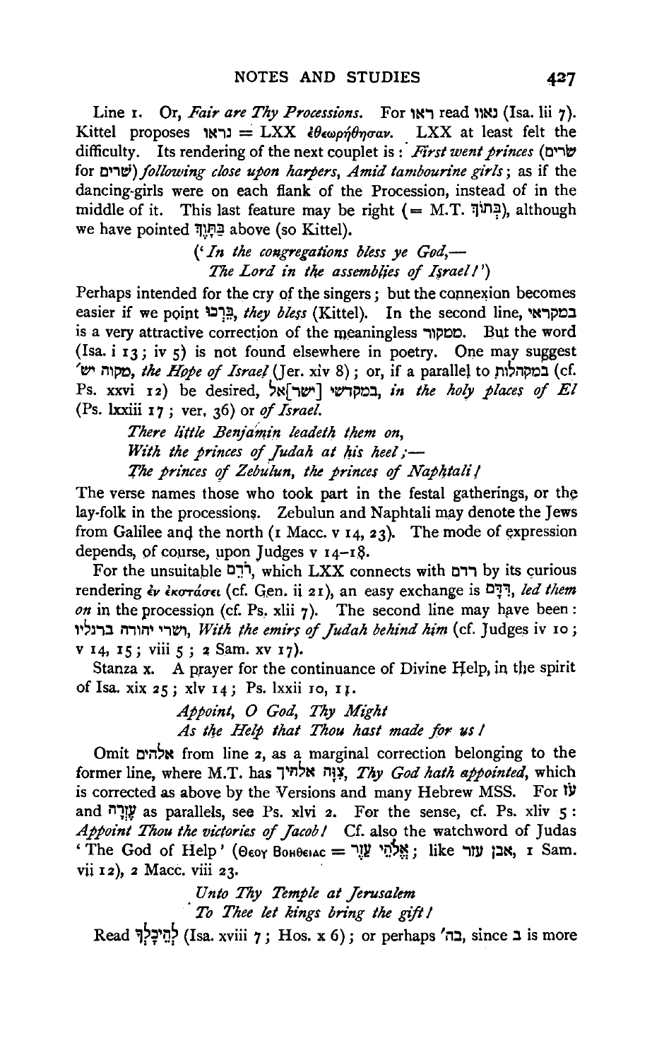Line 1. Or, *Fair are Thy Processions.* For ראו read נאוו (Isa. lii 7). Kittel proposes נראו = LXX ἐθεωρήθησαν. LXX at least felt the difficulty. Its rendering of the next couplet is: *First went princes* (שרים for שרים) *following close upon harpers, Amid tambourine girls*; as if the dancing-girls were on each flank of the Procession, instead of in the middle of it. This last feature may be right (= M.T. בְּתוֹךְ), although we have pointed בְּתָוֶךְ above (so Kittel).

('*In the congregations bless ye God,—*
*The Lord in the assemblies of Israel!*')

Perhaps intended for the cry of the singers; but the connexion becomes easier if we point בֵּרְכוּ, *they bless* (Kittel). In the second line, במקראי is a very attractive correction of the meaningless ממקור. But the word (Isa. i 13; iv 5) is not found elsewhere in poetry. One may suggest מקוה יש׳, *the Hope of Israel* (Jer. xiv 8); or, if a parallel to במקהלות (cf. Ps. xxvi 12) be desired, במקדשי [ישר]אל, *in the holy places of El* (Ps. lxxiii 17; ver. 36) or *of Israel.*

*There little Benjamin leadeth them on,*
*With the princes of Judah at his heel;—*
*The princes of Zebulun, the princes of Naphtali!*

The verse names those who took part in the festal gatherings, or the lay-folk in the processions. Zebulun and Naphtali may denote the Jews from Galilee and the north (1 Macc. v 14, 23). The mode of expression depends, of course, upon Judges v 14–18.

For the unsuitable רֹדֵם, which LXX connects with רדם by its curious rendering ἐν ἐκστάσει (cf. Gen. ii 21), an easy exchange is דַּדָּם, *led them on* in the procession (cf. Ps. xlii 7). The second line may have been: ושרי יהודה ברגליו, *With the emirs of Judah behind him* (cf. Judges iv 10; v 14, 15; viii 5; 2 Sam. xv 17).

Stanza x. A prayer for the continuance of Divine Help, in the spirit of Isa. xix 25; xlv 14; Ps. lxxii 10, 11.

*Appoint, O God, Thy Might*
*As the Help that Thou hast made for us!*

Omit אלהים from line 2, as a marginal correction belonging to the former line, where M.T. has צִוָּה אלהיך, *Thy God hath appointed*, which is corrected as above by the Versions and many Hebrew MSS. For עֹז and עֶזְרָה as parallels, see Ps. xlvi 2. For the sense, cf. Ps. xliv 5: *Appoint Thou the victories of Jacob!* Cf. also the watchword of Judas 'The God of Help' (Θεοῦ Βοηθείας = אֱלֹהֵי עֵזֶר; like אבן עזר, 1 Sam. vii 12), 2 Macc. viii 23.

*Unto Thy Temple at Jerusalem*
*To Thee let kings bring the gift!*

Read לְהֵיכָלְךָ (Isa. xviii 7; Hos. x 6); or perhaps בה׳, since ב is more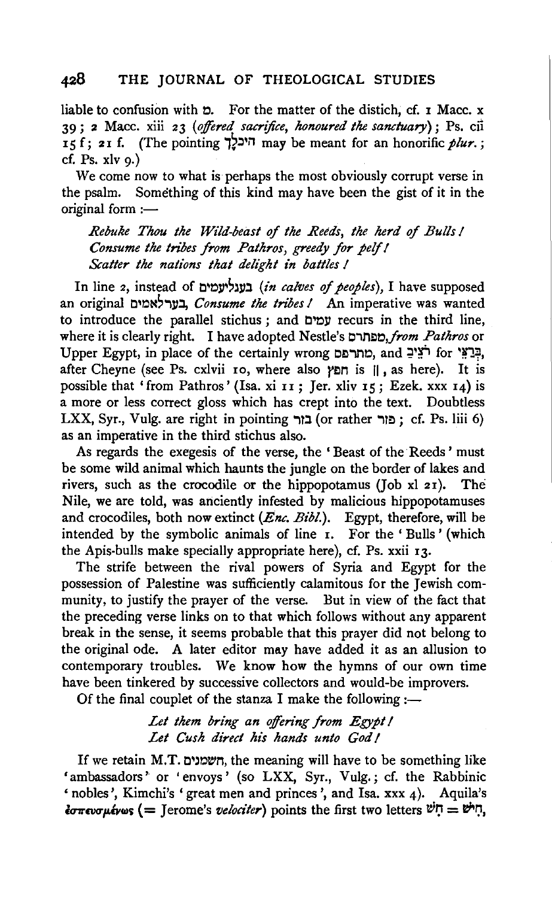liable to confusion with מ. For the matter of the distich, cf. 1 Macc. x 39; 2 Macc. xiii 23 (*offered sacrifice, honoured the sanctuary*); Ps. cii 15 f; 21 f. (The pointing הֵיכָלֶךָ may be meant for an honorific *plur.*; cf. Ps. xlv 9.)

We come now to what is perhaps the most obviously corrupt verse in the psalm. Something of this kind may have been the gist of it in the original form:—

> *Rebuke Thou the Wild-beast of the Reeds, the herd of Bulls!*
> *Consume the tribes from Pathros, greedy for pelf!*
> *Scatter the nations that delight in battles!*

In line 2, instead of בעגלי עמים (*in calves of peoples*), I have supposed an original בער לאמים, *Consume the tribes!* An imperative was wanted to introduce the parallel stichus; and עמים recurs in the third line, where it is clearly right. I have adopted Nestle's מפתרס, *from Pathros* or Upper Egypt, in place of the certainly wrong מתרפס, and רֹצֵי for בְּרַצֵּי, after Cheyne (see Ps. cxlvii 10, where also חפץ is ||, as here). It is possible that 'from Pathros' (Isa. xi 11; Jer. xliv 15; Ezek. xxx 14) is a more or less correct gloss which has crept into the text. Doubtless LXX, Syr., Vulg. are right in pointing בזר (or rather פזר; cf. Ps. liii 6) as an imperative in the third stichus also.

As regards the exegesis of the verse, the 'Beast of the Reeds' must be some wild animal which haunts the jungle on the border of lakes and rivers, such as the crocodile or the hippopotamus (Job xl 21). The Nile, we are told, was anciently infested by malicious hippopotamuses and crocodiles, both now extinct (*Enc. Bibl.*). Egypt, therefore, will be intended by the symbolic animals of line 1. For the 'Bulls' (which the Apis-bulls make specially appropriate here), cf. Ps. xxii 13.

The strife between the rival powers of Syria and Egypt for the possession of Palestine was sufficiently calamitous for the Jewish community, to justify the prayer of the verse. But in view of the fact that the preceding verse links on to that which follows without any apparent break in the sense, it seems probable that this prayer did not belong to the original ode. A later editor may have added it as an allusion to contemporary troubles. We know how the hymns of our own time have been tinkered by successive collectors and would-be improvers.

Of the final couplet of the stanza I make the following:—

> *Let them bring an offering from Egypt!*
> *Let Cush direct his hands unto God!*

If we retain M.T. חשמנים, the meaning will have to be something like 'ambassadors' or 'envoys' (so LXX, Syr., Vulg.; cf. the Rabbinic 'nobles', Kimchi's 'great men and princes', and Isa. xxx 4). Aquila's ἐσπευσμένως (= Jerome's *velociter*) points the first two letters חָשׁ = חִישׁ,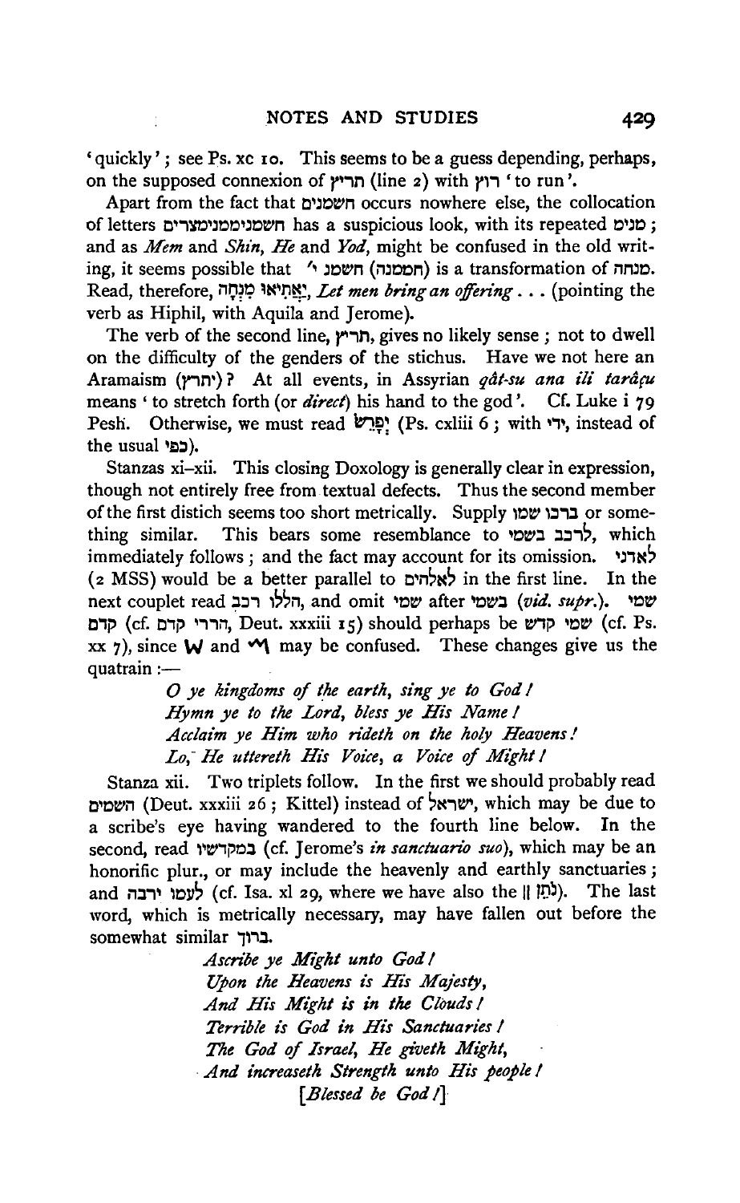'quickly'; see Ps. xc 10. This seems to be a guess depending, perhaps, on the supposed connexion of תרוץ (line 2) with רוץ 'to run'.

Apart from the fact that חשמנים occurs nowhere else, the collocation of letters חשמנימםמנימצרים has a suspicious look, with its repeated מנים; and as *Mem* and *Shin*, *He* and *Yod*, might be confused in the old writing, it seems possible that חשמנ׳ (חממנה) is a transformation of מנחה. Read, therefore, יַאֲתִיאוּ מִנְחָה, *Let men bring an offering* . . . (pointing the verb as Hiphil, with Aquila and Jerome).

The verb of the second line, תריץ, gives no likely sense; not to dwell on the difficulty of the genders of the stichus. Have we not here an Aramaism (יתריץ)? At all events, in Assyrian *qât-su ana ili tarâçu* means 'to stretch forth (or *direct*) his hand to the god'. Cf. Luke i 79 Pesh. Otherwise, we must read יִפְרֹשׂ (Ps. cxliii 6; with ידי, instead of the usual כפי).

Stanzas xi–xii. This closing Doxology is generally clear in expression, though not entirely free from textual defects. Thus the second member of the first distich seems too short metrically. Supply ברכו שמו or something similar. This bears some resemblance to לרכב בשמי, which immediately follows; and the fact may account for its omission. לאדני (2 MSS) would be a better parallel to לאלהים in the first line. In the next couplet read הללו רכב, and omit שמי after בשמי (*vid. supr.*). שמי קדם (cf. הררי קדם, Deut. xxxiii 15) should perhaps be שמי קדש (cf. Ps. xx 7), since W and ᗰ may be confused. These changes give us the quatrain:—

> *O ye kingdoms of the earth, sing ye to God!*
> *Hymn ye to the Lord, bless ye His Name!*
> *Acclaim ye Him who rideth on the holy Heavens!*
> *Lo, He uttereth His Voice, a Voice of Might!*

Stanza xii. Two triplets follow. In the first we should probably read השמים (Deut. xxxiii 26; Kittel) instead of ישראל, which may be due to a scribe's eye having wandered to the fourth line below. In the second, read במקדשיו (cf. Jerome's *in sanctuario suo*), which may be an honorific plur., or may include the heavenly and earthly sanctuaries; and לעמו ירבה (cf. Isa. xl 29, where we have also the ‖ נֹתֵן). The last word, which is metrically necessary, may have fallen out before the somewhat similar ברוך.

> *Ascribe ye Might unto God!*
> *Upon the Heavens is His Majesty,*
> *And His Might is in the Clouds!*
> *Terrible is God in His Sanctuaries!*
> *The God of Israel, He giveth Might,*
> *And increaseth Strength unto His people!*
> [*Blessed be God!*]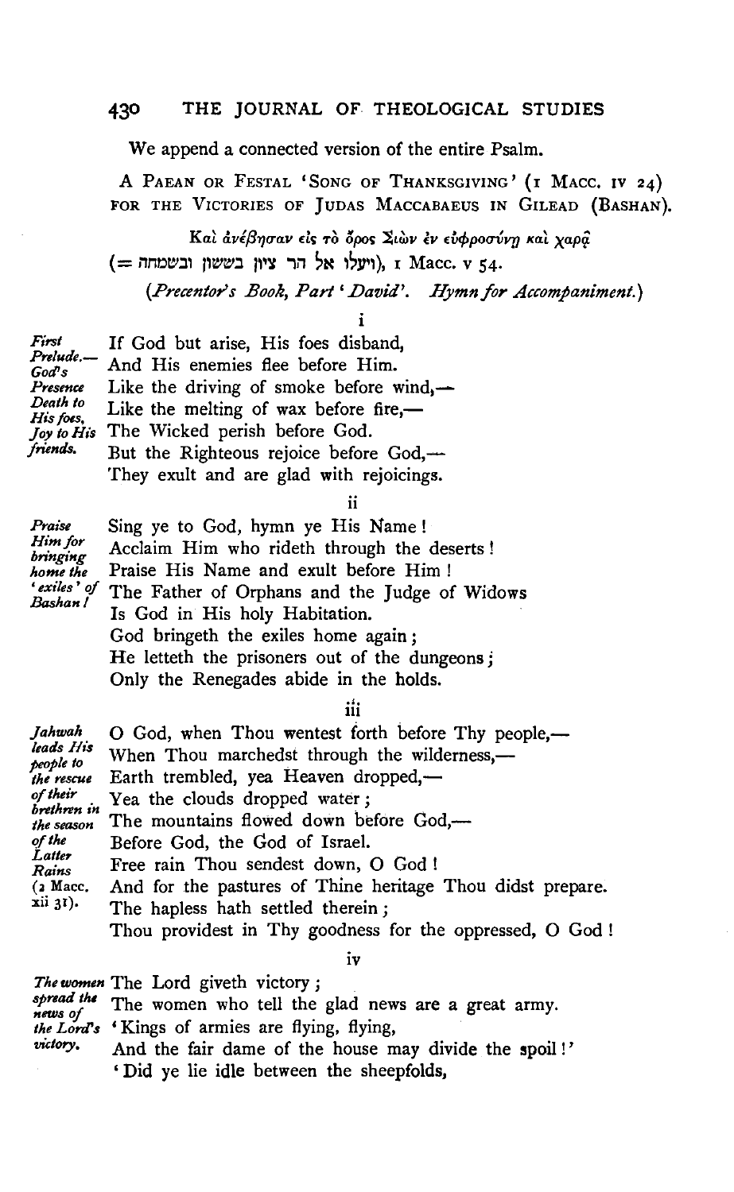We append a connected version of the entire Psalm.

A Paean or Festal 'Song of Thanksgiving' (1 Macc. iv 24) for the Victories of Judas Maccabaeus in Gilead (Bashan).

Καὶ ἀνέβησαν εἰς τὸ ὄρος Σιὼν ἐν εὐφροσύνῃ καὶ χαρᾷ (= ויעלו אל הר ציון בששון ובשמחה), 1 Macc. v 54.

(*Precentor's Book, Part 'David'. Hymn for Accompaniment.*)

i

*First Prelude.—God's Presence Death to His foes, Joy to His friends.*

If God but arise, His foes disband,
And His enemies flee before Him.
Like the driving of smoke before wind,—
Like the melting of wax before fire,—
The Wicked perish before God.
But the Righteous rejoice before God,—
They exult and are glad with rejoicings.

ii

*Praise Him for bringing home the 'exiles' of Bashan!*

Sing ye to God, hymn ye His Name!
Acclaim Him who rideth through the deserts!
Praise His Name and exult before Him!
The Father of Orphans and the Judge of Widows
Is God in His holy Habitation.
God bringeth the exiles home again;
He letteth the prisoners out of the dungeons;
Only the Renegades abide in the holds.

iii

*Jahwah leads His people to the rescue of their brethren in the season of the Latter Rains (2 Macc. xii 31).*

O God, when Thou wentest forth before Thy people,—
When Thou marchedst through the wilderness,—
Earth trembled, yea Heaven dropped,—
Yea the clouds dropped water;
The mountains flowed down before God,—
Before God, the God of Israel.
Free rain Thou sendest down, O God!
And for the pastures of Thine heritage Thou didst prepare.
The hapless hath settled therein;
Thou providest in Thy goodness for the oppressed, O God!

iv

*The women spread the news of the Lord's victory.*

The Lord giveth victory;
The women who tell the glad news are a great army.
'Kings of armies are flying, flying,
And the fair dame of the house may divide the spoil!'
'Did ye lie idle between the sheepfolds,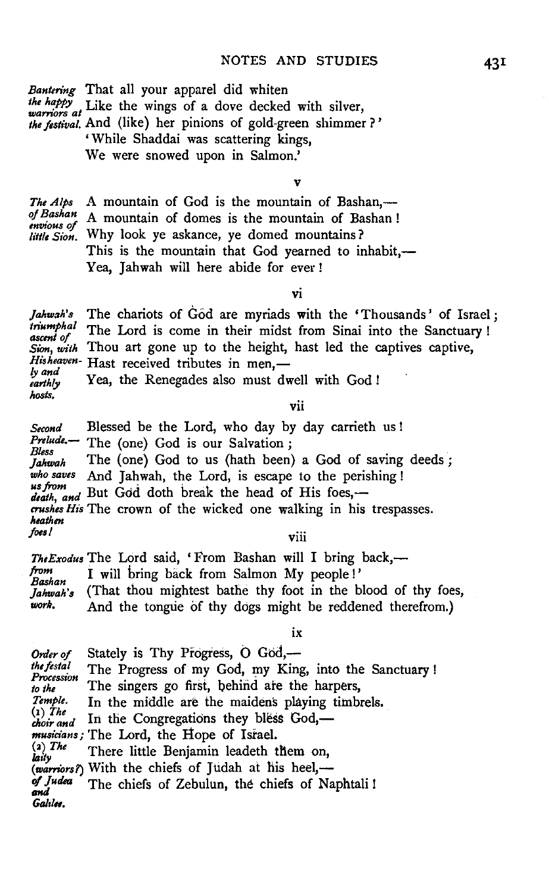*Bantering the happy warriors at the festival.* That all your apparel did whiten
Like the wings of a dove decked with silver,
And (like) her pinions of gold-green shimmer?'
'While Shaddai was scattering kings,
We were snowed upon in Salmon.'

v

*The Alps of Bashan envious of little Sion.* A mountain of God is the mountain of Bashan,—
A mountain of domes is the mountain of Bashan!
Why look ye askance, ye domed mountains?
This is the mountain that God yearned to inhabit,—
Yea, Jahwah will here abide for ever!

vi

*Jahwah's triumphal ascent of Sion, with His heavenly and earthly hosts.* The chariots of God are myriads with the 'Thousands' of Israel;
The Lord is come in their midst from Sinai into the Sanctuary!
Thou art gone up to the height, hast led the captives captive,
Hast received tributes in men,—
Yea, the Renegades also must dwell with God!

vii

*Second Prelude.—Bless Jahwah who saves us from death, and crushes His heathen foes!* Blessed be the Lord, who day by day carrieth us!
The (one) God is our Salvation;
The (one) God to us (hath been) a God of saving deeds;
And Jahwah, the Lord, is escape to the perishing!
But God doth break the head of His foes,—
The crown of the wicked one walking in his trespasses.

viii

*The Exodus from Bashan Jahwah's work.* The Lord said, 'From Bashan will I bring back,—
I will bring back from Salmon My people!'
(That thou mightest bathe thy foot in the blood of thy foes,
And the tongue of thy dogs might be reddened therefrom.)

ix

*Order of the festal Procession to the Temple. (1) The choir and musicians; (2) The laity (warriors?) of Judea and Galilee.* Stately is Thy Progress, O God,—
The Progress of my God, my King, into the Sanctuary!
The singers go first, behind are the harpers,
In the middle are the maidens playing timbrels.
In the Congregations they bless God,—
The Lord, the Hope of Israel.
There little Benjamin leadeth them on,
With the chiefs of Judah at his heel,—
The chiefs of Zebulun, the chiefs of Naphtali!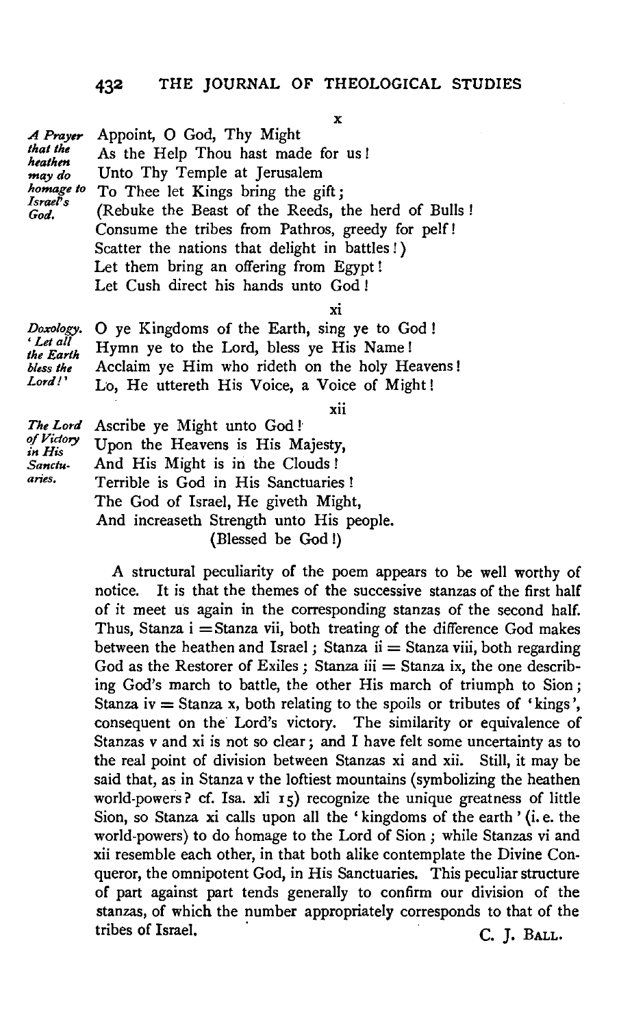x

*A Prayer that the heathen may do homage to Israel's God.*

Appoint, O God, Thy Might
As the Help Thou hast made for us!
Unto Thy Temple at Jerusalem
To Thee let Kings bring the gift;
(Rebuke the Beast of the Reeds, the herd of Bulls!
Consume the tribes from Pathros, greedy for pelf!
Scatter the nations that delight in battles!)
Let them bring an offering from Egypt!
Let Cush direct his hands unto God!

xi

*Doxology. 'Let all the Earth bless the Lord!'*

O ye Kingdoms of the Earth, sing ye to God!
Hymn ye to the Lord, bless ye His Name!
Acclaim ye Him who rideth on the holy Heavens!
Lo, He uttereth His Voice, a Voice of Might!

xii

*The Lord of Victory in His Sanctuaries.*

Ascribe ye Might unto God!
Upon the Heavens is His Majesty,
And His Might is in the Clouds!
Terrible is God in His Sanctuaries!
The God of Israel, He giveth Might,
And increaseth Strength unto His people.
(Blessed be God!)

A structural peculiarity of the poem appears to be well worthy of notice. It is that the themes of the successive stanzas of the first half of it meet us again in the corresponding stanzas of the second half. Thus, Stanza i = Stanza vii, both treating of the difference God makes between the heathen and Israel; Stanza ii = Stanza viii, both regarding God as the Restorer of Exiles; Stanza iii = Stanza ix, the one describing God's march to battle, the other His march of triumph to Sion; Stanza iv = Stanza x, both relating to the spoils or tributes of 'kings', consequent on the Lord's victory. The similarity or equivalence of Stanzas v and xi is not so clear; and I have felt some uncertainty as to the real point of division between Stanzas xi and xii. Still, it may be said that, as in Stanza v the loftiest mountains (symbolizing the heathen world-powers? cf. Isa. xli 15) recognize the unique greatness of little Sion, so Stanza xi calls upon all the 'kingdoms of the earth' (i. e. the world-powers) to do homage to the Lord of Sion; while Stanzas vi and xii resemble each other, in that both alike contemplate the Divine Conqueror, the omnipotent God, in His Sanctuaries. This peculiar structure of part against part tends generally to confirm our division of the stanzas, of which the number appropriately corresponds to that of the tribes of Israel.

C. J. BALL.